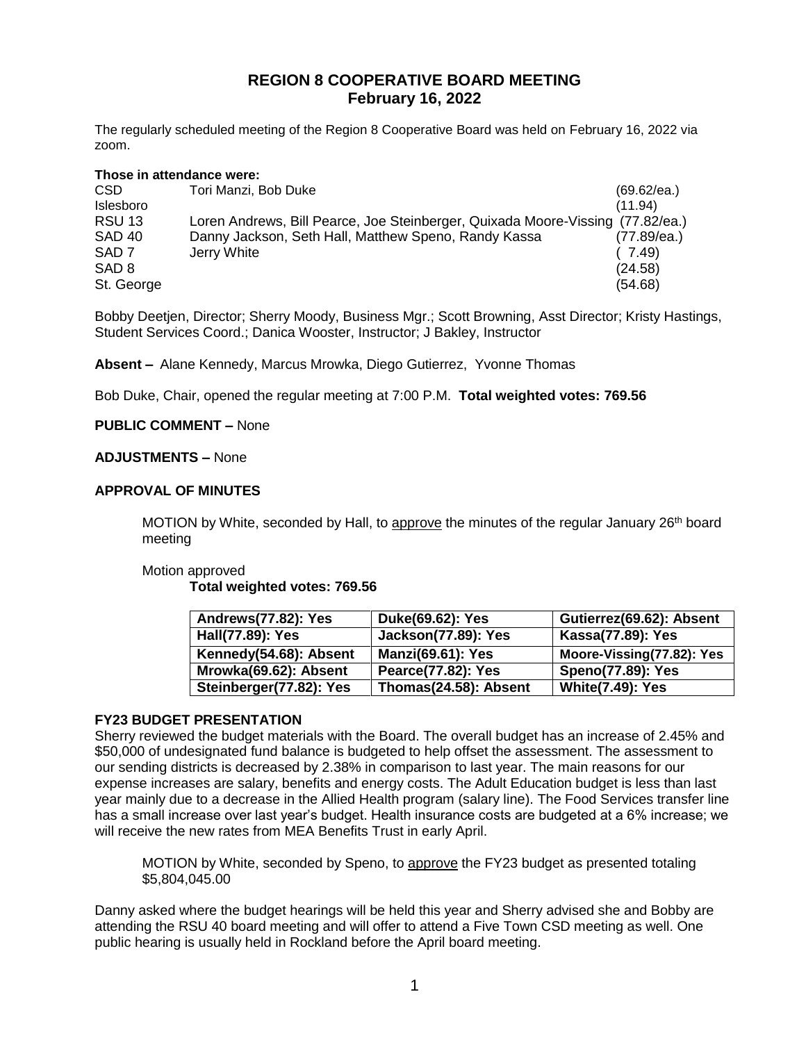# REGION 8 COOPERATIVE BOARD MEETING
## February 16, 2022

The regularly scheduled meeting of the Region 8 Cooperative Board was held on February 16, 2022 via zoom.

**Those in attendance were:**

| | | |
|---|---|---|
| CSD | Tori Manzi, Bob Duke | (69.62/ea.) |
| Islesboro | | (11.94) |
| RSU 13 | Loren Andrews, Bill Pearce, Joe Steinberger, Quixada Moore-Vissing | (77.82/ea.) |
| SAD 40 | Danny Jackson, Seth Hall, Matthew Speno, Randy Kassa | (77.89/ea.) |
| SAD 7 | Jerry White | ( 7.49) |
| SAD 8 | | (24.58) |
| St. George | | (54.68) |

Bobby Deetjen, Director; Sherry Moody, Business Mgr.; Scott Browning, Asst Director; Kristy Hastings, Student Services Coord.; Danica Wooster, Instructor; J Bakley, Instructor

**Absent –** Alane Kennedy, Marcus Mrowka, Diego Gutierrez, Yvonne Thomas

Bob Duke, Chair, opened the regular meeting at 7:00 P.M. **Total weighted votes: 769.56**

**PUBLIC COMMENT –** None

**ADJUSTMENTS –** None

**APPROVAL OF MINUTES**

MOTION by White, seconded by Hall, to approve the minutes of the regular January 26th board meeting

Motion approved
**Total weighted votes: 769.56**

| | | |
|---|---|---|
| **Andrews(77.82): Yes** | **Duke(69.62): Yes** | **Gutierrez(69.62): Absent** |
| **Hall(77.89): Yes** | **Jackson(77.89): Yes** | **Kassa(77.89): Yes** |
| **Kennedy(54.68): Absent** | **Manzi(69.61): Yes** | **Moore-Vissing(77.82): Yes** |
| **Mrowka(69.62): Absent** | **Pearce(77.82): Yes** | **Speno(77.89): Yes** |
| **Steinberger(77.82): Yes** | **Thomas(24.58): Absent** | **White(7.49): Yes** |

**FY23 BUDGET PRESENTATION**

Sherry reviewed the budget materials with the Board. The overall budget has an increase of 2.45% and $50,000 of undesignated fund balance is budgeted to help offset the assessment. The assessment to our sending districts is decreased by 2.38% in comparison to last year. The main reasons for our expense increases are salary, benefits and energy costs. The Adult Education budget is less than last year mainly due to a decrease in the Allied Health program (salary line). The Food Services transfer line has a small increase over last year's budget. Health insurance costs are budgeted at a 6% increase; we will receive the new rates from MEA Benefits Trust in early April.

MOTION by White, seconded by Speno, to approve the FY23 budget as presented totaling $5,804,045.00

Danny asked where the budget hearings will be held this year and Sherry advised she and Bobby are attending the RSU 40 board meeting and will offer to attend a Five Town CSD meeting as well. One public hearing is usually held in Rockland before the April board meeting.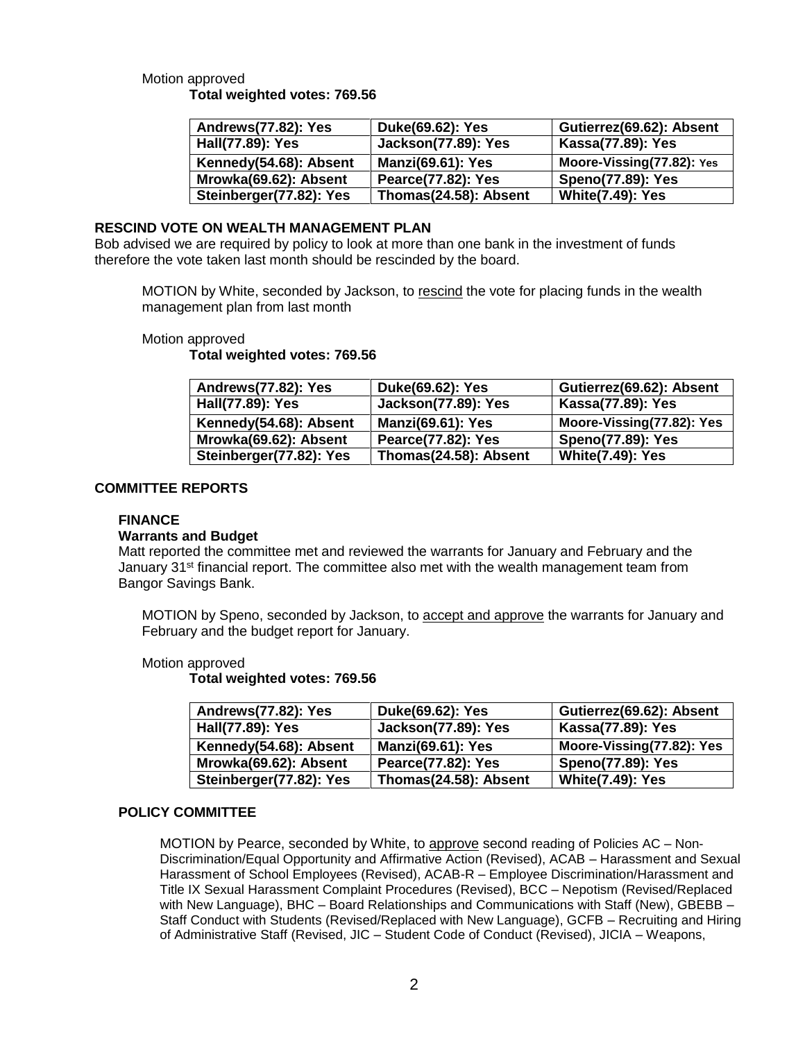Motion approved

**Total weighted votes: 769.56**

| Andrews(77.82): Yes | Duke(69.62): Yes | Gutierrez(69.62): Absent |
|---|---|---|
| Hall(77.89): Yes | Jackson(77.89): Yes | Kassa(77.89): Yes |
| Kennedy(54.68): Absent | Manzi(69.61): Yes | Moore-Vissing(77.82): Yes |
| Mrowka(69.62): Absent | Pearce(77.82): Yes | Speno(77.89): Yes |
| Steinberger(77.82): Yes | Thomas(24.58): Absent | White(7.49): Yes |

**RESCIND VOTE ON WEALTH MANAGEMENT PLAN**

Bob advised we are required by policy to look at more than one bank in the investment of funds therefore the vote taken last month should be rescinded by the board.

MOTION by White, seconded by Jackson, to rescind the vote for placing funds in the wealth management plan from last month

Motion approved

**Total weighted votes: 769.56**

| Andrews(77.82): Yes | Duke(69.62): Yes | Gutierrez(69.62): Absent |
|---|---|---|
| Hall(77.89): Yes | Jackson(77.89): Yes | Kassa(77.89): Yes |
| Kennedy(54.68): Absent | Manzi(69.61): Yes | Moore-Vissing(77.82): Yes |
| Mrowka(69.62): Absent | Pearce(77.82): Yes | Speno(77.89): Yes |
| Steinberger(77.82): Yes | Thomas(24.58): Absent | White(7.49): Yes |

**COMMITTEE REPORTS**

**FINANCE**

**Warrants and Budget**

Matt reported the committee met and reviewed the warrants for January and February and the January 31st financial report. The committee also met with the wealth management team from Bangor Savings Bank.

MOTION by Speno, seconded by Jackson, to accept and approve the warrants for January and February and the budget report for January.

Motion approved

**Total weighted votes: 769.56**

| Andrews(77.82): Yes | Duke(69.62): Yes | Gutierrez(69.62): Absent |
|---|---|---|
| Hall(77.89): Yes | Jackson(77.89): Yes | Kassa(77.89): Yes |
| Kennedy(54.68): Absent | Manzi(69.61): Yes | Moore-Vissing(77.82): Yes |
| Mrowka(69.62): Absent | Pearce(77.82): Yes | Speno(77.89): Yes |
| Steinberger(77.82): Yes | Thomas(24.58): Absent | White(7.49): Yes |

**POLICY COMMITTEE**

MOTION by Pearce, seconded by White, to approve second reading of Policies AC – Non-Discrimination/Equal Opportunity and Affirmative Action (Revised), ACAB – Harassment and Sexual Harassment of School Employees (Revised), ACAB-R – Employee Discrimination/Harassment and Title IX Sexual Harassment Complaint Procedures (Revised), BCC – Nepotism (Revised/Replaced with New Language), BHC – Board Relationships and Communications with Staff (New), GBEBB – Staff Conduct with Students (Revised/Replaced with New Language), GCFB – Recruiting and Hiring of Administrative Staff (Revised, JIC – Student Code of Conduct (Revised), JICIA – Weapons,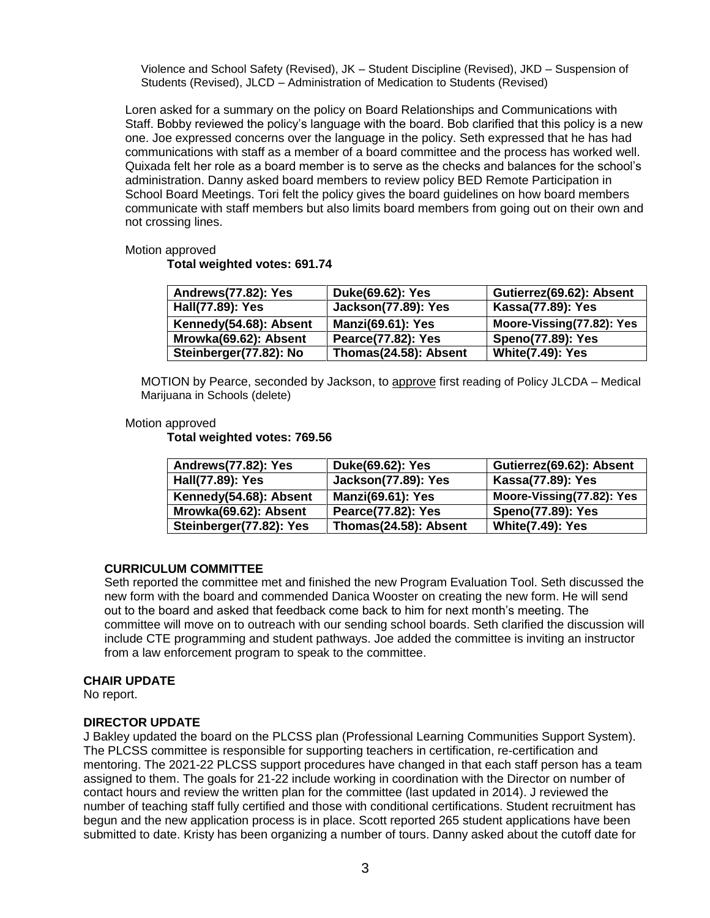Violence and School Safety (Revised), JK – Student Discipline (Revised), JKD – Suspension of Students (Revised), JLCD – Administration of Medication to Students (Revised)

Loren asked for a summary on the policy on Board Relationships and Communications with Staff. Bobby reviewed the policy's language with the board. Bob clarified that this policy is a new one. Joe expressed concerns over the language in the policy. Seth expressed that he has had communications with staff as a member of a board committee and the process has worked well. Quixada felt her role as a board member is to serve as the checks and balances for the school's administration. Danny asked board members to review policy BED Remote Participation in School Board Meetings. Tori felt the policy gives the board guidelines on how board members communicate with staff members but also limits board members from going out on their own and not crossing lines.

Motion approved

**Total weighted votes: 691.74**

| | | |
|---|---|---|
| **Andrews(77.82): Yes** | **Duke(69.62): Yes** | **Gutierrez(69.62): Absent** |
| **Hall(77.89): Yes** | **Jackson(77.89): Yes** | **Kassa(77.89): Yes** |
| **Kennedy(54.68): Absent** | **Manzi(69.61): Yes** | **Moore-Vissing(77.82): Yes** |
| **Mrowka(69.62): Absent** | **Pearce(77.82): Yes** | **Speno(77.89): Yes** |
| **Steinberger(77.82): No** | **Thomas(24.58): Absent** | **White(7.49): Yes** |

MOTION by Pearce, seconded by Jackson, to approve first reading of Policy JLCDA – Medical Marijuana in Schools (delete)

Motion approved

**Total weighted votes: 769.56**

| | | |
|---|---|---|
| **Andrews(77.82): Yes** | **Duke(69.62): Yes** | **Gutierrez(69.62): Absent** |
| **Hall(77.89): Yes** | **Jackson(77.89): Yes** | **Kassa(77.89): Yes** |
| **Kennedy(54.68): Absent** | **Manzi(69.61): Yes** | **Moore-Vissing(77.82): Yes** |
| **Mrowka(69.62): Absent** | **Pearce(77.82): Yes** | **Speno(77.89): Yes** |
| **Steinberger(77.82): Yes** | **Thomas(24.58): Absent** | **White(7.49): Yes** |

**CURRICULUM COMMITTEE**

Seth reported the committee met and finished the new Program Evaluation Tool. Seth discussed the new form with the board and commended Danica Wooster on creating the new form. He will send out to the board and asked that feedback come back to him for next month's meeting. The committee will move on to outreach with our sending school boards. Seth clarified the discussion will include CTE programming and student pathways. Joe added the committee is inviting an instructor from a law enforcement program to speak to the committee.

**CHAIR UPDATE**

No report.

**DIRECTOR UPDATE**

J Bakley updated the board on the PLCSS plan (Professional Learning Communities Support System). The PLCSS committee is responsible for supporting teachers in certification, re-certification and mentoring. The 2021-22 PLCSS support procedures have changed in that each staff person has a team assigned to them. The goals for 21-22 include working in coordination with the Director on number of contact hours and review the written plan for the committee (last updated in 2014). J reviewed the number of teaching staff fully certified and those with conditional certifications. Student recruitment has begun and the new application process is in place. Scott reported 265 student applications have been submitted to date. Kristy has been organizing a number of tours. Danny asked about the cutoff date for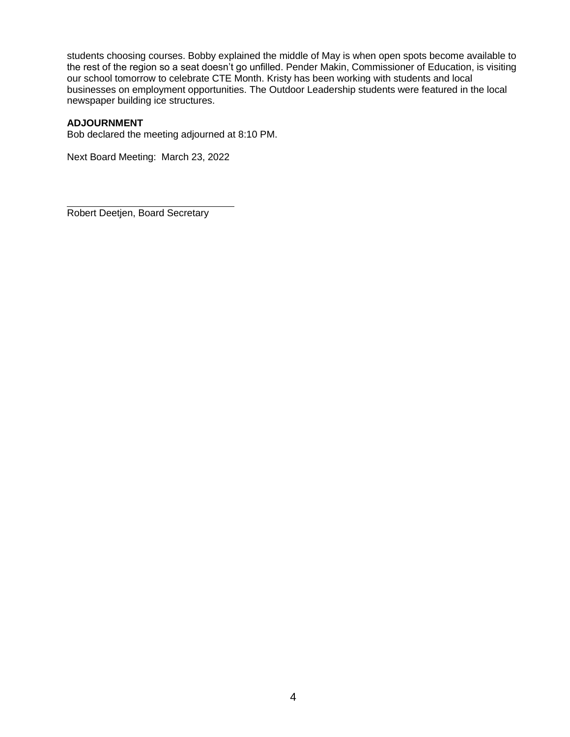students choosing courses. Bobby explained the middle of May is when open spots become available to the rest of the region so a seat doesn't go unfilled. Pender Makin, Commissioner of Education, is visiting our school tomorrow to celebrate CTE Month. Kristy has been working with students and local businesses on employment opportunities. The Outdoor Leadership students were featured in the local newspaper building ice structures.

**ADJOURNMENT**

Bob declared the meeting adjourned at 8:10 PM.

Next Board Meeting: March 23, 2022

Robert Deetjen, Board Secretary